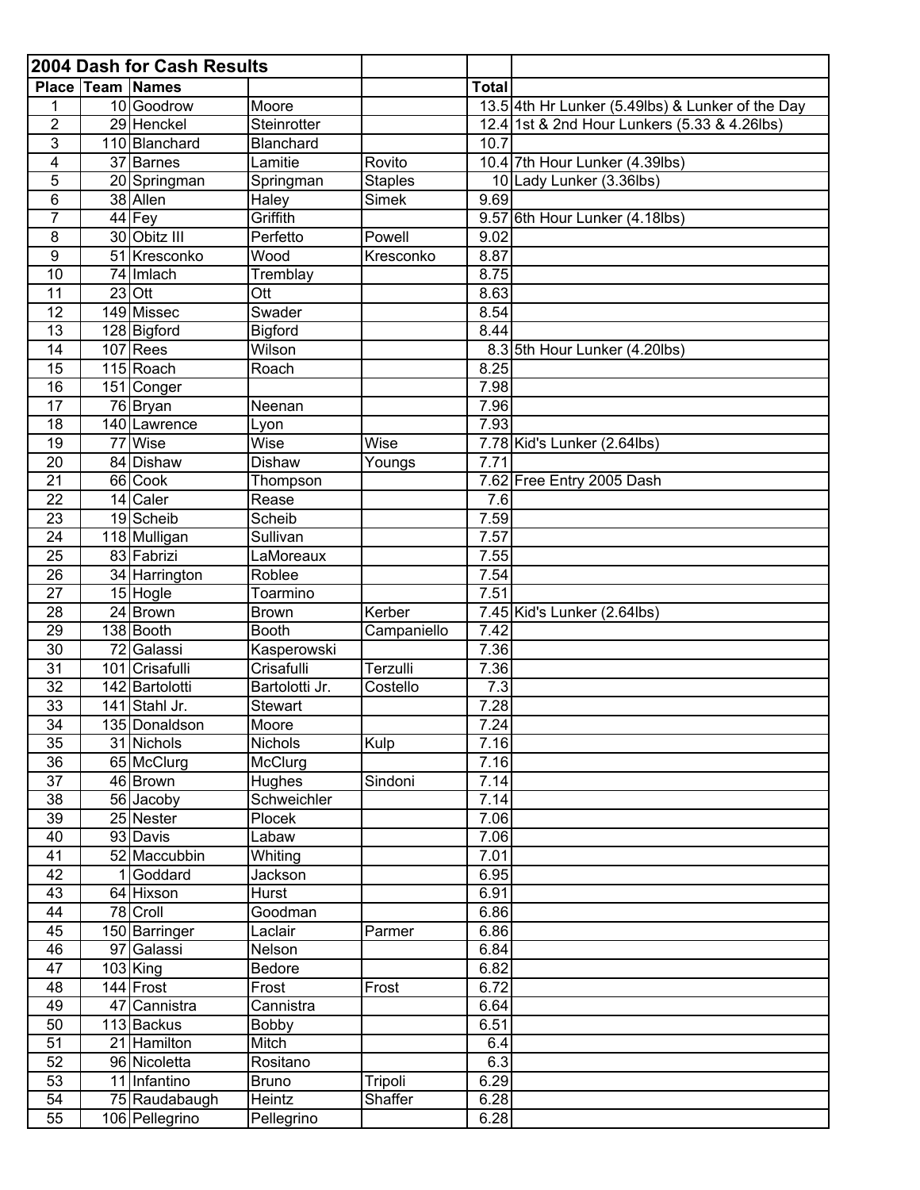## 2004 Dash for Cash Results

| Place | Team | Names | | | Total | |
|---|---|---|---|---|---|---|
| 1 | 10 | Goodrow | Moore | | 13.5 | 4th Hr Lunker (5.49lbs) & Lunker of the Day |
| 2 | 29 | Henckel | Steinrotter | | 12.4 | 1st & 2nd Hour Lunkers (5.33 & 4.26lbs) |
| 3 | 110 | Blanchard | Blanchard | | 10.7 | |
| 4 | 37 | Barnes | Lamitie | Rovito | 10.4 | 7th Hour Lunker (4.39lbs) |
| 5 | 20 | Springman | Springman | Staples | 10 | Lady Lunker (3.36lbs) |
| 6 | 38 | Allen | Haley | Simek | 9.69 | |
| 7 | 44 | Fey | Griffith | | 9.57 | 6th Hour Lunker (4.18lbs) |
| 8 | 30 | Obitz III | Perfetto | Powell | 9.02 | |
| 9 | 51 | Kresconko | Wood | Kresconko | 8.87 | |
| 10 | 74 | Imlach | Tremblay | | 8.75 | |
| 11 | 23 | Ott | Ott | | 8.63 | |
| 12 | 149 | Missec | Swader | | 8.54 | |
| 13 | 128 | Bigford | Bigford | | 8.44 | |
| 14 | 107 | Rees | Wilson | | 8.3 | 5th Hour Lunker (4.20lbs) |
| 15 | 115 | Roach | Roach | | 8.25 | |
| 16 | 151 | Conger | | | 7.98 | |
| 17 | 76 | Bryan | Neenan | | 7.96 | |
| 18 | 140 | Lawrence | Lyon | | 7.93 | |
| 19 | 77 | Wise | Wise | Wise | 7.78 | Kid's Lunker (2.64lbs) |
| 20 | 84 | Dishaw | Dishaw | Youngs | 7.71 | |
| 21 | 66 | Cook | Thompson | | 7.62 | Free Entry 2005 Dash |
| 22 | 14 | Caler | Rease | | 7.6 | |
| 23 | 19 | Scheib | Scheib | | 7.59 | |
| 24 | 118 | Mulligan | Sullivan | | 7.57 | |
| 25 | 83 | Fabrizi | LaMoreaux | | 7.55 | |
| 26 | 34 | Harrington | Roblee | | 7.54 | |
| 27 | 15 | Hogle | Toarmino | | 7.51 | |
| 28 | 24 | Brown | Brown | Kerber | 7.45 | Kid's Lunker (2.64lbs) |
| 29 | 138 | Booth | Booth | Campaniello | 7.42 | |
| 30 | 72 | Galassi | Kasperowski | | 7.36 | |
| 31 | 101 | Crisafulli | Crisafulli | Terzulli | 7.36 | |
| 32 | 142 | Bartolotti | Bartolotti Jr. | Costello | 7.3 | |
| 33 | 141 | Stahl Jr. | Stewart | | 7.28 | |
| 34 | 135 | Donaldson | Moore | | 7.24 | |
| 35 | 31 | Nichols | Nichols | Kulp | 7.16 | |
| 36 | 65 | McClurg | McClurg | | 7.16 | |
| 37 | 46 | Brown | Hughes | Sindoni | 7.14 | |
| 38 | 56 | Jacoby | Schweichler | | 7.14 | |
| 39 | 25 | Nester | Plocek | | 7.06 | |
| 40 | 93 | Davis | Labaw | | 7.06 | |
| 41 | 52 | Maccubbin | Whiting | | 7.01 | |
| 42 | 1 | Goddard | Jackson | | 6.95 | |
| 43 | 64 | Hixson | Hurst | | 6.91 | |
| 44 | 78 | Croll | Goodman | | 6.86 | |
| 45 | 150 | Barringer | Laclair | Parmer | 6.86 | |
| 46 | 97 | Galassi | Nelson | | 6.84 | |
| 47 | 103 | King | Bedore | | 6.82 | |
| 48 | 144 | Frost | Frost | Frost | 6.72 | |
| 49 | 47 | Cannistra | Cannistra | | 6.64 | |
| 50 | 113 | Backus | Bobby | | 6.51 | |
| 51 | 21 | Hamilton | Mitch | | 6.4 | |
| 52 | 96 | Nicoletta | Rositano | | 6.3 | |
| 53 | 11 | Infantino | Bruno | Tripoli | 6.29 | |
| 54 | 75 | Raudabaugh | Heintz | Shaffer | 6.28 | |
| 55 | 106 | Pellegrino | Pellegrino | | 6.28 | |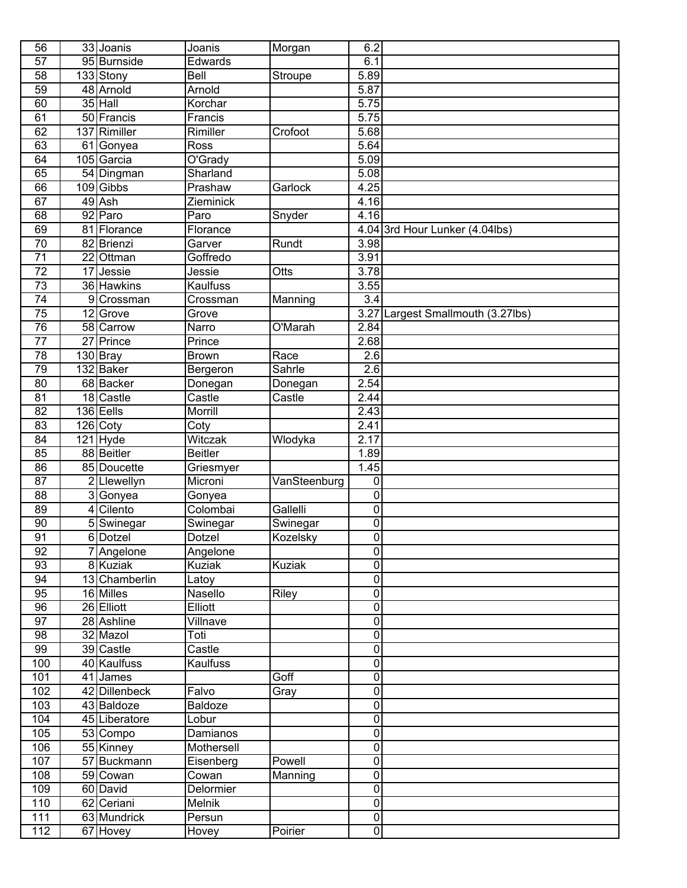| | | | | | | |
|---|---|---|---|---|---|---|
| 56 | 33 | Joanis | Joanis | Morgan | 6.2 | |
| 57 | 95 | Burnside | Edwards | | 6.1 | |
| 58 | 133 | Stony | Bell | Stroupe | 5.89 | |
| 59 | 48 | Arnold | Arnold | | 5.87 | |
| 60 | 35 | Hall | Korchar | | 5.75 | |
| 61 | 50 | Francis | Francis | | 5.75 | |
| 62 | 137 | Rimiller | Rimiller | Crofoot | 5.68 | |
| 63 | 61 | Gonyea | Ross | | 5.64 | |
| 64 | 105 | Garcia | O'Grady | | 5.09 | |
| 65 | 54 | Dingman | Sharland | | 5.08 | |
| 66 | 109 | Gibbs | Prashaw | Garlock | 4.25 | |
| 67 | 49 | Ash | Zieminick | | 4.16 | |
| 68 | 92 | Paro | Paro | Snyder | 4.16 | |
| 69 | 81 | Florance | Florance | | 4.04 | 3rd Hour Lunker (4.04lbs) |
| 70 | 82 | Brienzi | Garver | Rundt | 3.98 | |
| 71 | 22 | Ottman | Goffredo | | 3.91 | |
| 72 | 17 | Jessie | Jessie | Otts | 3.78 | |
| 73 | 36 | Hawkins | Kaulfuss | | 3.55 | |
| 74 | 9 | Crossman | Crossman | Manning | 3.4 | |
| 75 | 12 | Grove | Grove | | 3.27 | Largest Smallmouth (3.27lbs) |
| 76 | 58 | Carrow | Narro | O'Marah | 2.84 | |
| 77 | 27 | Prince | Prince | | 2.68 | |
| 78 | 130 | Bray | Brown | Race | 2.6 | |
| 79 | 132 | Baker | Bergeron | Sahrle | 2.6 | |
| 80 | 68 | Backer | Donegan | Donegan | 2.54 | |
| 81 | 18 | Castle | Castle | Castle | 2.44 | |
| 82 | 136 | Eells | Morrill | | 2.43 | |
| 83 | 126 | Coty | Coty | | 2.41 | |
| 84 | 121 | Hyde | Witczak | Wlodyka | 2.17 | |
| 85 | 88 | Beitler | Beitler | | 1.89 | |
| 86 | 85 | Doucette | Griesmyer | | 1.45 | |
| 87 | 2 | Llewellyn | Microni | VanSteenburg | 0 | |
| 88 | 3 | Gonyea | Gonyea | | 0 | |
| 89 | 4 | Cilento | Colombai | Gallelli | 0 | |
| 90 | 5 | Swinegar | Swinegar | Swinegar | 0 | |
| 91 | 6 | Dotzel | Dotzel | Kozelsky | 0 | |
| 92 | 7 | Angelone | Angelone | | 0 | |
| 93 | 8 | Kuziak | Kuziak | Kuziak | 0 | |
| 94 | 13 | Chamberlin | Latoy | | 0 | |
| 95 | 16 | Milles | Nasello | Riley | 0 | |
| 96 | 26 | Elliott | Elliott | | 0 | |
| 97 | 28 | Ashline | Villnave | | 0 | |
| 98 | 32 | Mazol | Toti | | 0 | |
| 99 | 39 | Castle | Castle | | 0 | |
| 100 | 40 | Kaulfuss | Kaulfuss | | 0 | |
| 101 | 41 | James | | Goff | 0 | |
| 102 | 42 | Dillenbeck | Falvo | Gray | 0 | |
| 103 | 43 | Baldoze | Baldoze | | 0 | |
| 104 | 45 | Liberatore | Lobur | | 0 | |
| 105 | 53 | Compo | Damianos | | 0 | |
| 106 | 55 | Kinney | Mothersell | | 0 | |
| 107 | 57 | Buckmann | Eisenberg | Powell | 0 | |
| 108 | 59 | Cowan | Cowan | Manning | 0 | |
| 109 | 60 | David | Delormier | | 0 | |
| 110 | 62 | Ceriani | Melnik | | 0 | |
| 111 | 63 | Mundrick | Persun | | 0 | |
| 112 | 67 | Hovey | Hovey | Poirier | 0 | |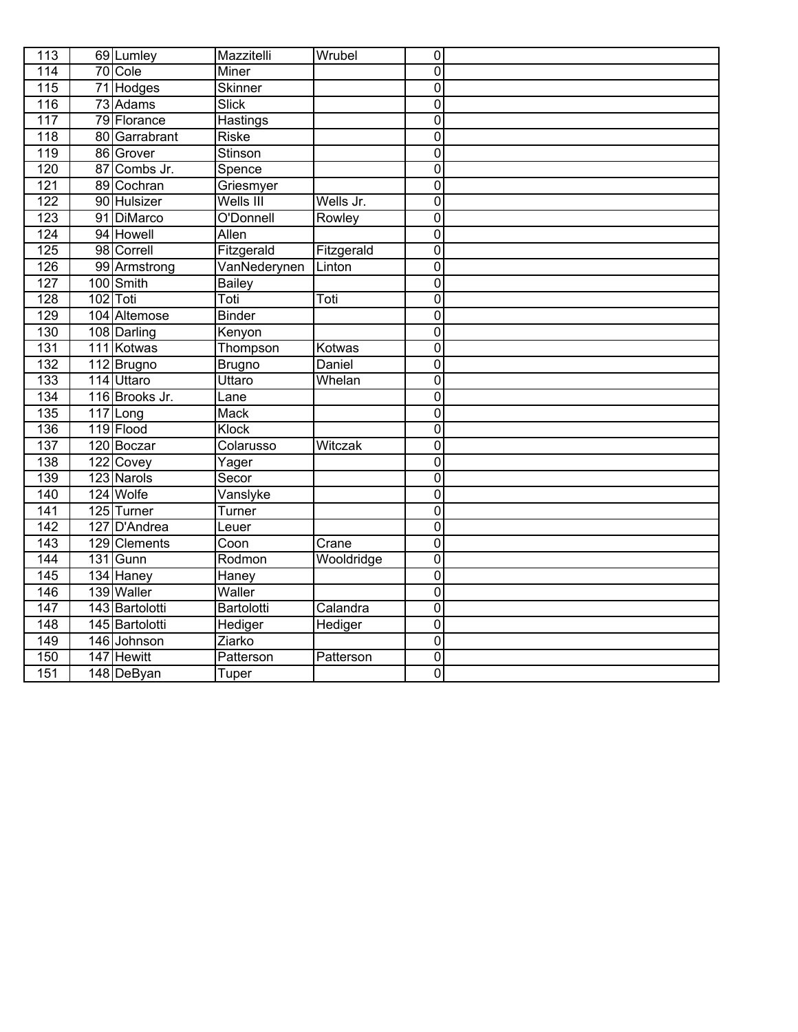| | | | | | | |
|---|---|---|---|---|---|---|
| 113 | 69 | Lumley | Mazzitelli | Wrubel | 0 | |
| 114 | 70 | Cole | Miner | | 0 | |
| 115 | 71 | Hodges | Skinner | | 0 | |
| 116 | 73 | Adams | Slick | | 0 | |
| 117 | 79 | Florance | Hastings | | 0 | |
| 118 | 80 | Garrabrant | Riske | | 0 | |
| 119 | 86 | Grover | Stinson | | 0 | |
| 120 | 87 | Combs Jr. | Spence | | 0 | |
| 121 | 89 | Cochran | Griesmyer | | 0 | |
| 122 | 90 | Hulsizer | Wells III | Wells Jr. | 0 | |
| 123 | 91 | DiMarco | O'Donnell | Rowley | 0 | |
| 124 | 94 | Howell | Allen | | 0 | |
| 125 | 98 | Correll | Fitzgerald | Fitzgerald | 0 | |
| 126 | 99 | Armstrong | VanNederynen | Linton | 0 | |
| 127 | 100 | Smith | Bailey | | 0 | |
| 128 | 102 | Toti | Toti | Toti | 0 | |
| 129 | 104 | Altemose | Binder | | 0 | |
| 130 | 108 | Darling | Kenyon | | 0 | |
| 131 | 111 | Kotwas | Thompson | Kotwas | 0 | |
| 132 | 112 | Brugno | Brugno | Daniel | 0 | |
| 133 | 114 | Uttaro | Uttaro | Whelan | 0 | |
| 134 | 116 | Brooks Jr. | Lane | | 0 | |
| 135 | 117 | Long | Mack | | 0 | |
| 136 | 119 | Flood | Klock | | 0 | |
| 137 | 120 | Boczar | Colarusso | Witczak | 0 | |
| 138 | 122 | Covey | Yager | | 0 | |
| 139 | 123 | Narols | Secor | | 0 | |
| 140 | 124 | Wolfe | Vanslyke | | 0 | |
| 141 | 125 | Turner | Turner | | 0 | |
| 142 | 127 | D'Andrea | Leuer | | 0 | |
| 143 | 129 | Clements | Coon | Crane | 0 | |
| 144 | 131 | Gunn | Rodmon | Wooldridge | 0 | |
| 145 | 134 | Haney | Haney | | 0 | |
| 146 | 139 | Waller | Waller | | 0 | |
| 147 | 143 | Bartolotti | Bartolotti | Calandra | 0 | |
| 148 | 145 | Bartolotti | Hediger | Hediger | 0 | |
| 149 | 146 | Johnson | Ziarko | | 0 | |
| 150 | 147 | Hewitt | Patterson | Patterson | 0 | |
| 151 | 148 | DeByan | Tuper | | 0 | |